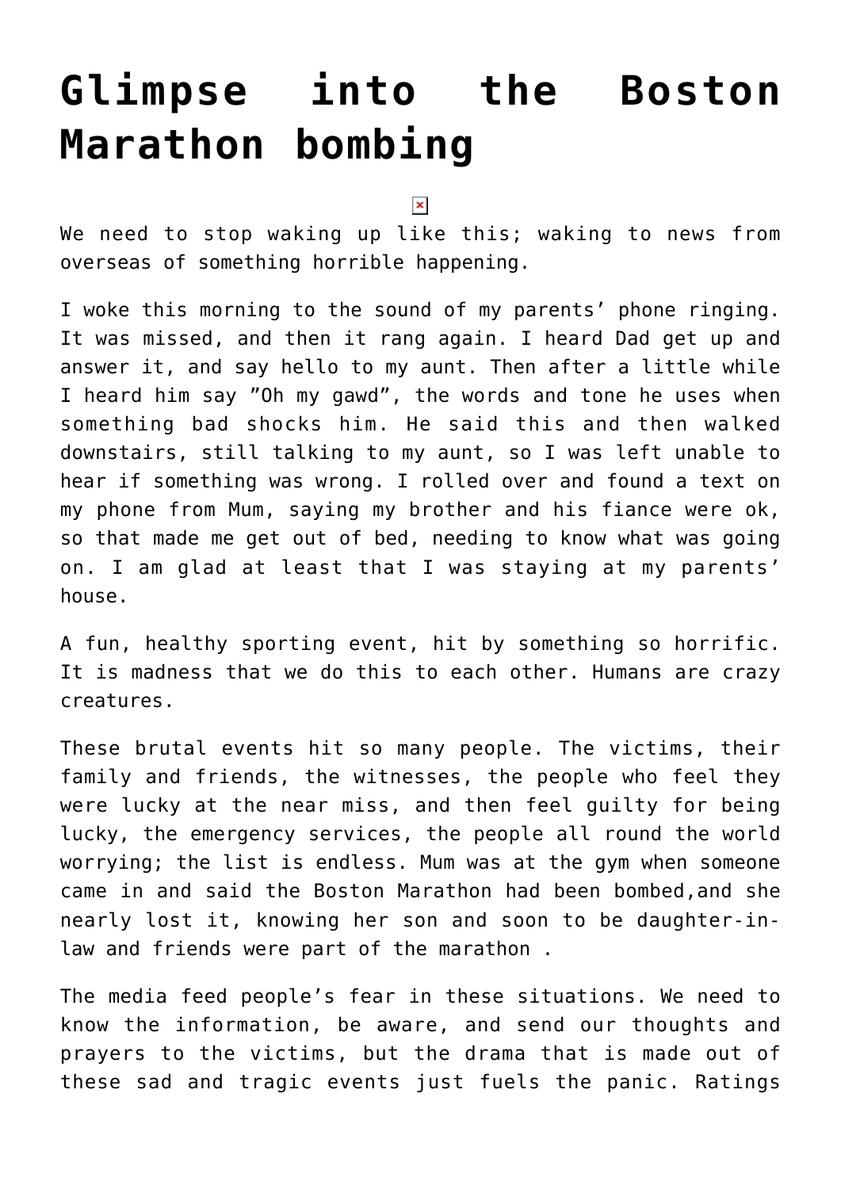# Glimpse into the Boston Marathon bombing

We need to stop waking up like this; waking to news from overseas of something horrible happening.

I woke this morning to the sound of my parents' phone ringing. It was missed, and then it rang again. I heard Dad get up and answer it, and say hello to my aunt. Then after a little while I heard him say "Oh my gawd", the words and tone he uses when something bad shocks him. He said this and then walked downstairs, still talking to my aunt, so I was left unable to hear if something was wrong. I rolled over and found a text on my phone from Mum, saying my brother and his fiance were ok, so that made me get out of bed, needing to know what was going on. I am glad at least that I was staying at my parents' house.

A fun, healthy sporting event, hit by something so horrific. It is madness that we do this to each other. Humans are crazy creatures.

These brutal events hit so many people. The victims, their family and friends, the witnesses, the people who feel they were lucky at the near miss, and then feel guilty for being lucky, the emergency services, the people all round the world worrying; the list is endless. Mum was at the gym when someone came in and said the Boston Marathon had been bombed,and she nearly lost it, knowing her son and soon to be daughter-in-law and friends were part of the marathon .

The media feed people's fear in these situations. We need to know the information, be aware, and send our thoughts and prayers to the victims, but the drama that is made out of these sad and tragic events just fuels the panic. Ratings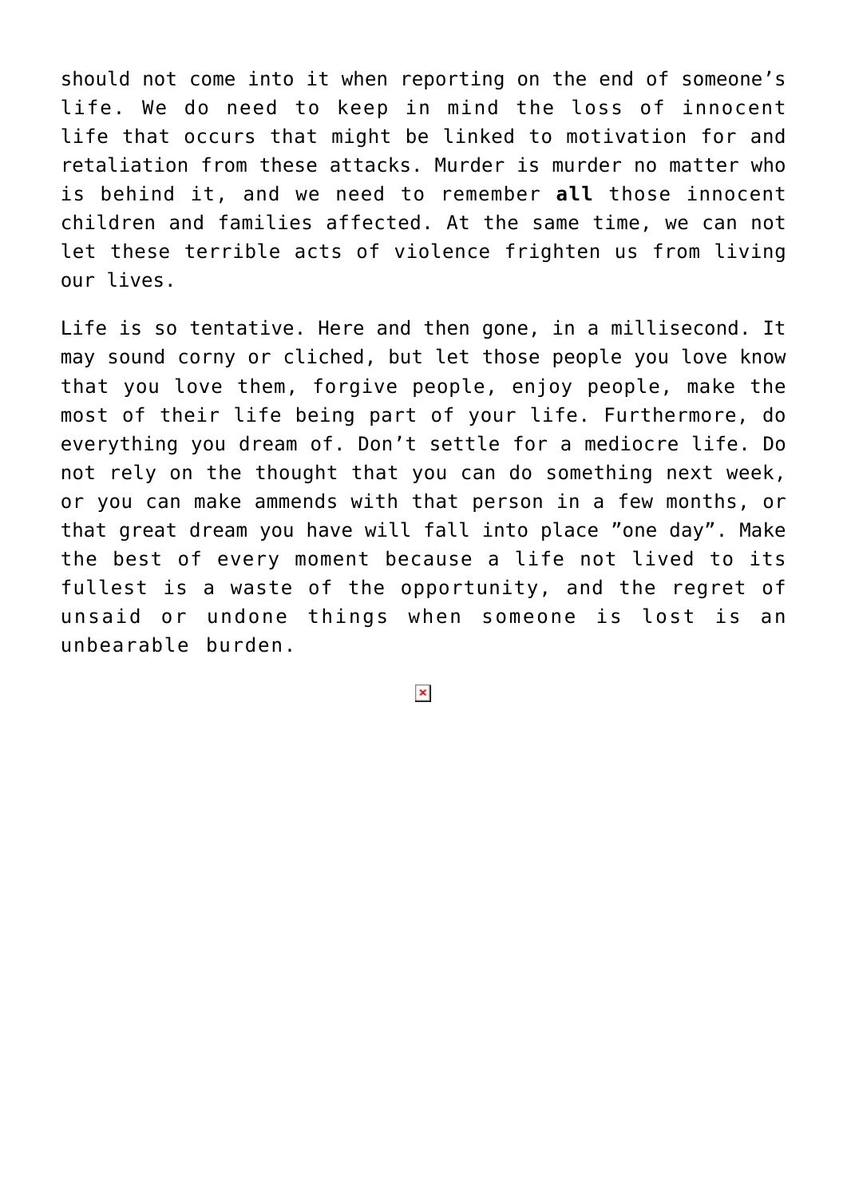should not come into it when reporting on the end of someone's life. We do need to keep in mind the loss of innocent life that occurs that might be linked to motivation for and retaliation from these attacks. Murder is murder no matter who is behind it, and we need to remember **all** those innocent children and families affected. At the same time, we can not let these terrible acts of violence frighten us from living our lives.

Life is so tentative. Here and then gone, in a millisecond. It may sound corny or cliched, but let those people you love know that you love them, forgive people, enjoy people, make the most of their life being part of your life. Furthermore, do everything you dream of. Don't settle for a mediocre life. Do not rely on the thought that you can do something next week, or you can make ammends with that person in a few months, or that great dream you have will fall into place "one day". Make the best of every moment because a life not lived to its fullest is a waste of the opportunity, and the regret of unsaid or undone things when someone is lost is an unbearable burden.